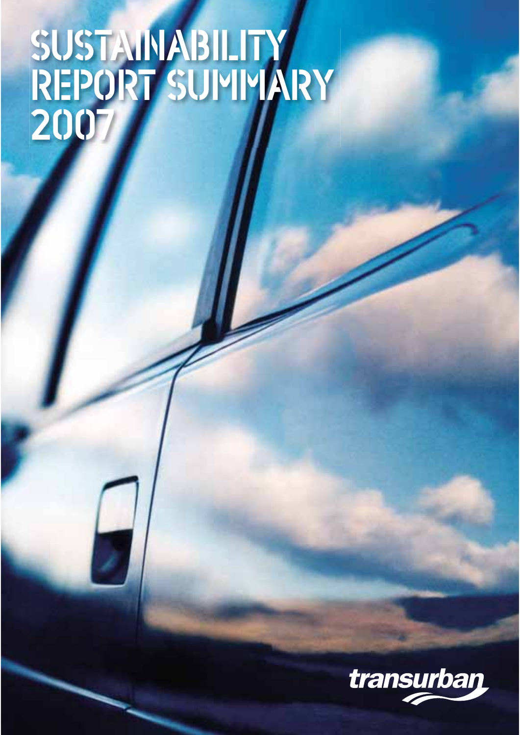# SUSTAINABILITY REPORT SUMMARY 2007

transurban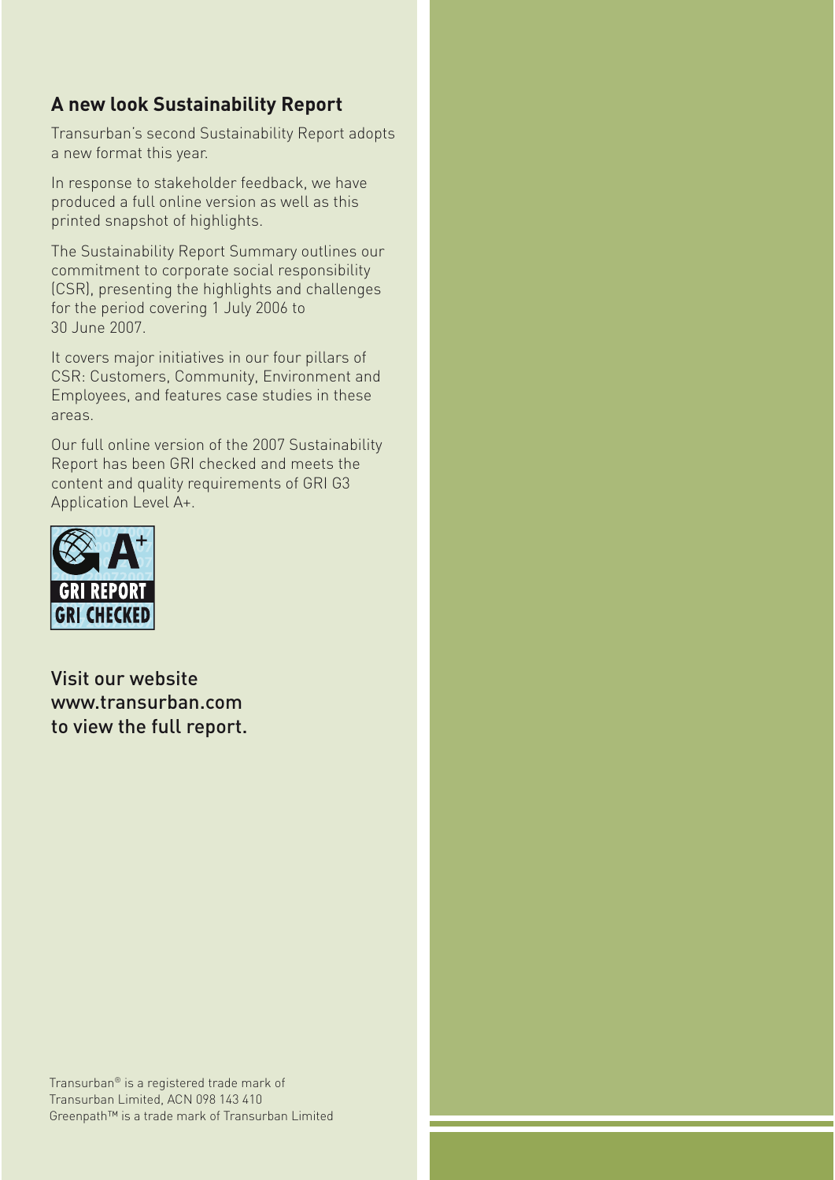## A new look Sustainability Report

Transurban's second Sustainability Report adopts a new format this year.

In response to stakeholder feedback, we have produced a full online version as well as this printed snapshot of highlights.

The Sustainability Report Summary outlines our commitment to corporate social responsibility (CSR), presenting the highlights and challenges for the period covering 1 July 2006 to 30 June 2007.

It covers major initiatives in our four pillars of CSR: Customers, Community, Environment and Employees, and features case studies in these areas.

Our full online version of the 2007 Sustainability Report has been GRI checked and meets the content and quality requirements of GRI G3 Application Level A+.

A+
GRI REPORT
GRI CHECKED

Visit our website www.transurban.com to view the full report.

Transurban® is a registered trade mark of Transurban Limited, ACN 098 143 410
Greenpath™ is a trade mark of Transurban Limited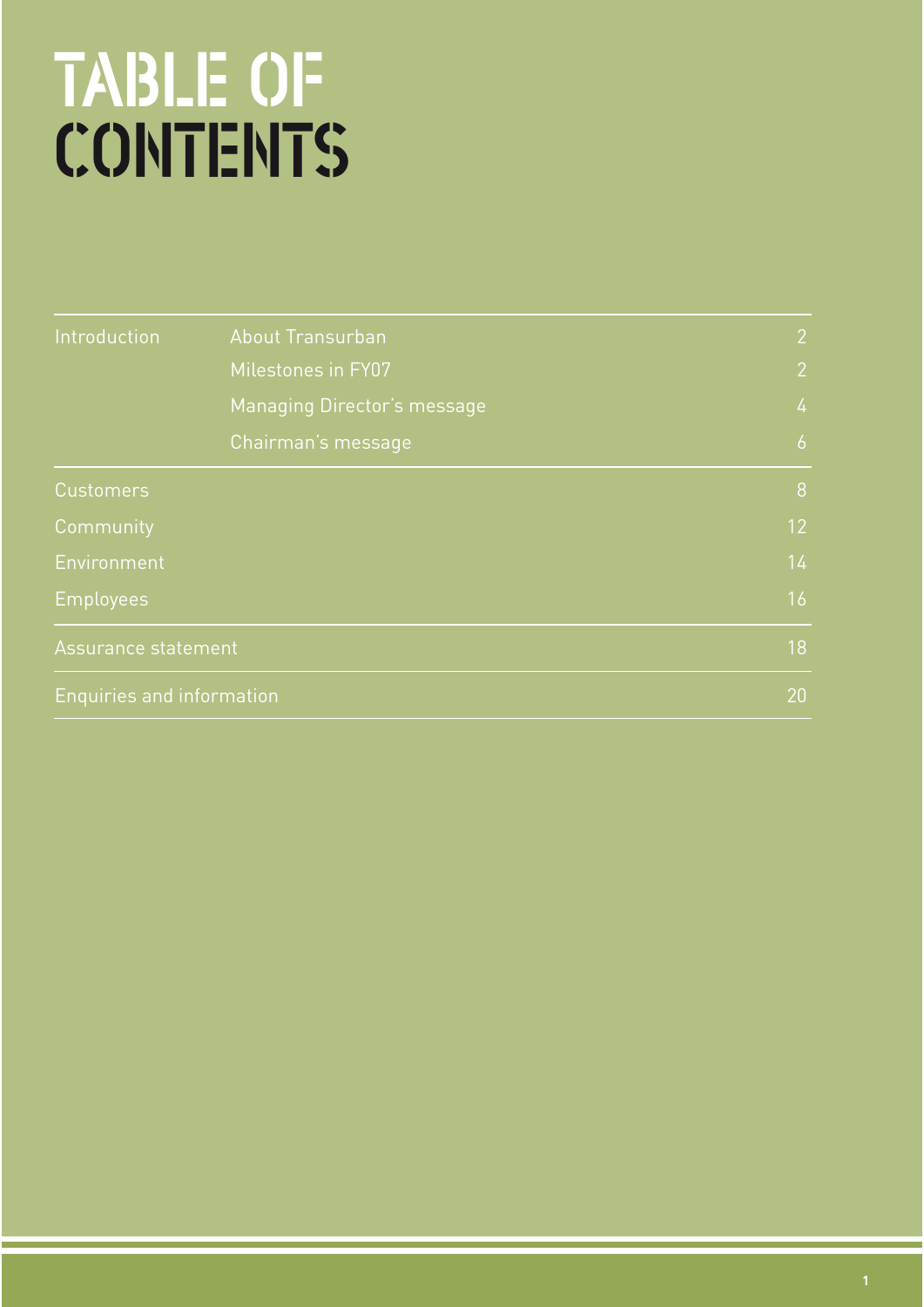# TABLE OF CONTENTS

| | | |
|---|---|---|
| Introduction | About Transurban | 2 |
| | Milestones in FY07 | 2 |
| | Managing Director's message | 4 |
| | Chairman's message | 6 |
| Customers | | 8 |
| Community | | 12 |
| Environment | | 14 |
| Employees | | 16 |
| Assurance statement | | 18 |
| Enquiries and information | | 20 |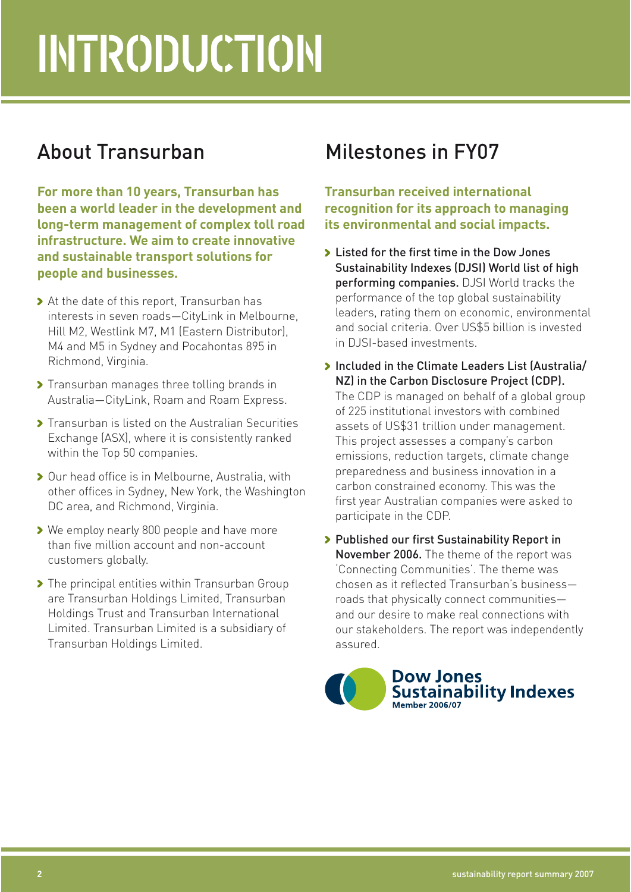# INTRODUCTION

## About Transurban

**For more than 10 years, Transurban has been a world leader in the development and long-term management of complex toll road infrastructure. We aim to create innovative and sustainable transport solutions for people and businesses.**

- At the date of this report, Transurban has interests in seven roads—CityLink in Melbourne, Hill M2, Westlink M7, M1 (Eastern Distributor), M4 and M5 in Sydney and Pocahontas 895 in Richmond, Virginia.
- Transurban manages three tolling brands in Australia—CityLink, Roam and Roam Express.
- Transurban is listed on the Australian Securities Exchange (ASX), where it is consistently ranked within the Top 50 companies.
- Our head office is in Melbourne, Australia, with other offices in Sydney, New York, the Washington DC area, and Richmond, Virginia.
- We employ nearly 800 people and have more than five million account and non-account customers globally.
- The principal entities within Transurban Group are Transurban Holdings Limited, Transurban Holdings Trust and Transurban International Limited. Transurban Limited is a subsidiary of Transurban Holdings Limited.

## Milestones in FY07

**Transurban received international recognition for its approach to managing its environmental and social impacts.**

- **Listed for the first time in the Dow Jones Sustainability Indexes (DJSI) World list of high performing companies.** DJSI World tracks the performance of the top global sustainability leaders, rating them on economic, environmental and social criteria. Over US$5 billion is invested in DJSI-based investments.
- **Included in the Climate Leaders List (Australia/NZ) in the Carbon Disclosure Project (CDP).** The CDP is managed on behalf of a global group of 225 institutional investors with combined assets of US$31 trillion under management. This project assesses a company's carbon emissions, reduction targets, climate change preparedness and business innovation in a carbon constrained economy. This was the first year Australian companies were asked to participate in the CDP.
- **Published our first Sustainability Report in November 2006.** The theme of the report was 'Connecting Communities'. The theme was chosen as it reflected Transurban's business—roads that physically connect communities—and our desire to make real connections with our stakeholders. The report was independently assured.

Dow Jones Sustainability Indexes
Member 2006/07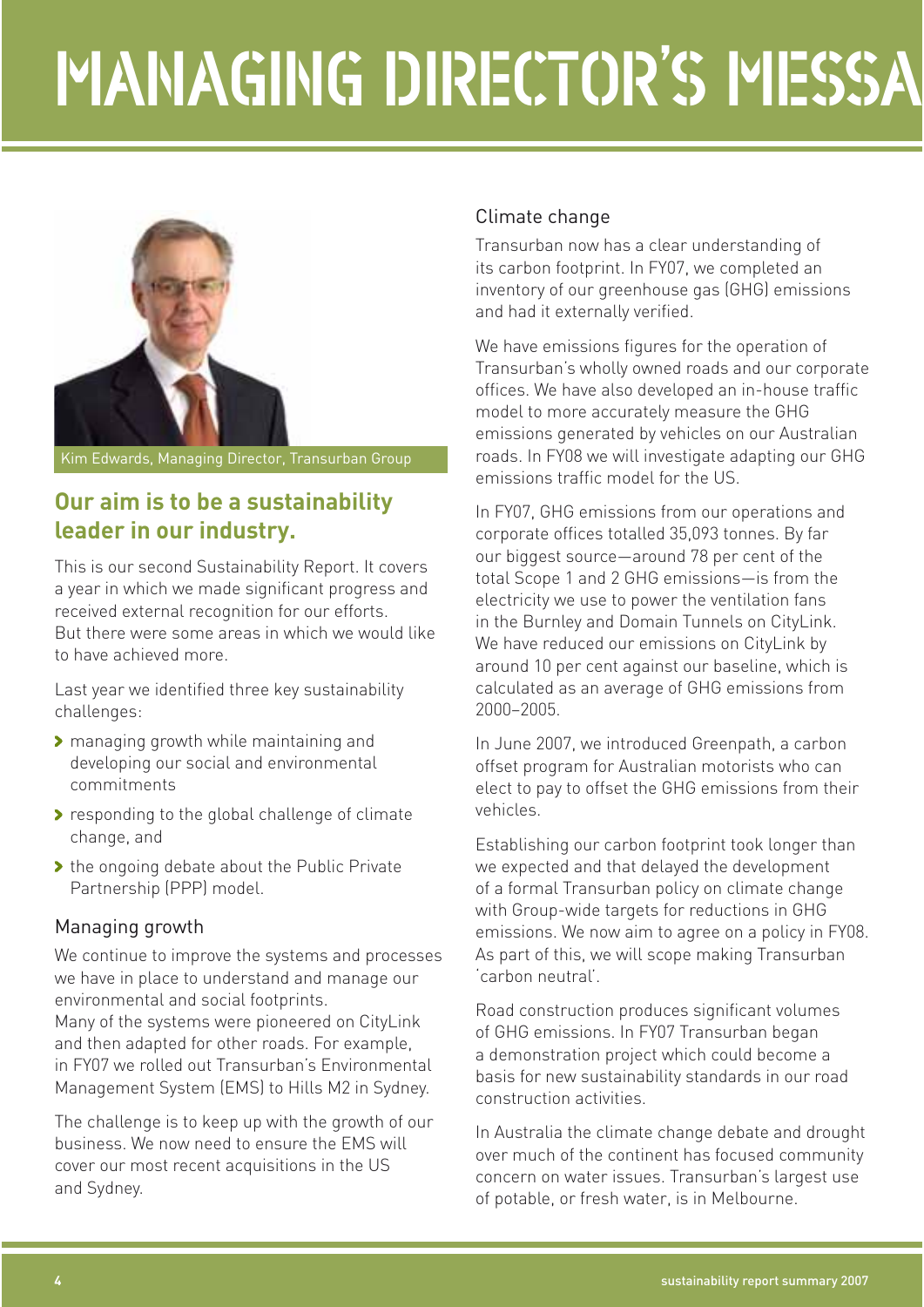# MANAGING DIRECTOR'S MESSA

Kim Edwards, Managing Director, Transurban Group

## Our aim is to be a sustainability leader in our industry.

This is our second Sustainability Report. It covers a year in which we made significant progress and received external recognition for our efforts. But there were some areas in which we would like to have achieved more.

Last year we identified three key sustainability challenges:

- managing growth while maintaining and developing our social and environmental commitments
- responding to the global challenge of climate change, and
- the ongoing debate about the Public Private Partnership (PPP) model.

### Managing growth

We continue to improve the systems and processes we have in place to understand and manage our environmental and social footprints. Many of the systems were pioneered on CityLink and then adapted for other roads. For example, in FY07 we rolled out Transurban's Environmental Management System (EMS) to Hills M2 in Sydney.

The challenge is to keep up with the growth of our business. We now need to ensure the EMS will cover our most recent acquisitions in the US and Sydney.

### Climate change

Transurban now has a clear understanding of its carbon footprint. In FY07, we completed an inventory of our greenhouse gas (GHG) emissions and had it externally verified.

We have emissions figures for the operation of Transurban's wholly owned roads and our corporate offices. We have also developed an in-house traffic model to more accurately measure the GHG emissions generated by vehicles on our Australian roads. In FY08 we will investigate adapting our GHG emissions traffic model for the US.

In FY07, GHG emissions from our operations and corporate offices totalled 35,093 tonnes. By far our biggest source—around 78 per cent of the total Scope 1 and 2 GHG emissions—is from the electricity we use to power the ventilation fans in the Burnley and Domain Tunnels on CityLink. We have reduced our emissions on CityLink by around 10 per cent against our baseline, which is calculated as an average of GHG emissions from 2000–2005.

In June 2007, we introduced Greenpath, a carbon offset program for Australian motorists who can elect to pay to offset the GHG emissions from their vehicles.

Establishing our carbon footprint took longer than we expected and that delayed the development of a formal Transurban policy on climate change with Group-wide targets for reductions in GHG emissions. We now aim to agree on a policy in FY08. As part of this, we will scope making Transurban 'carbon neutral'.

Road construction produces significant volumes of GHG emissions. In FY07 Transurban began a demonstration project which could become a basis for new sustainability standards in our road construction activities.

In Australia the climate change debate and drought over much of the continent has focused community concern on water issues. Transurban's largest use of potable, or fresh water, is in Melbourne.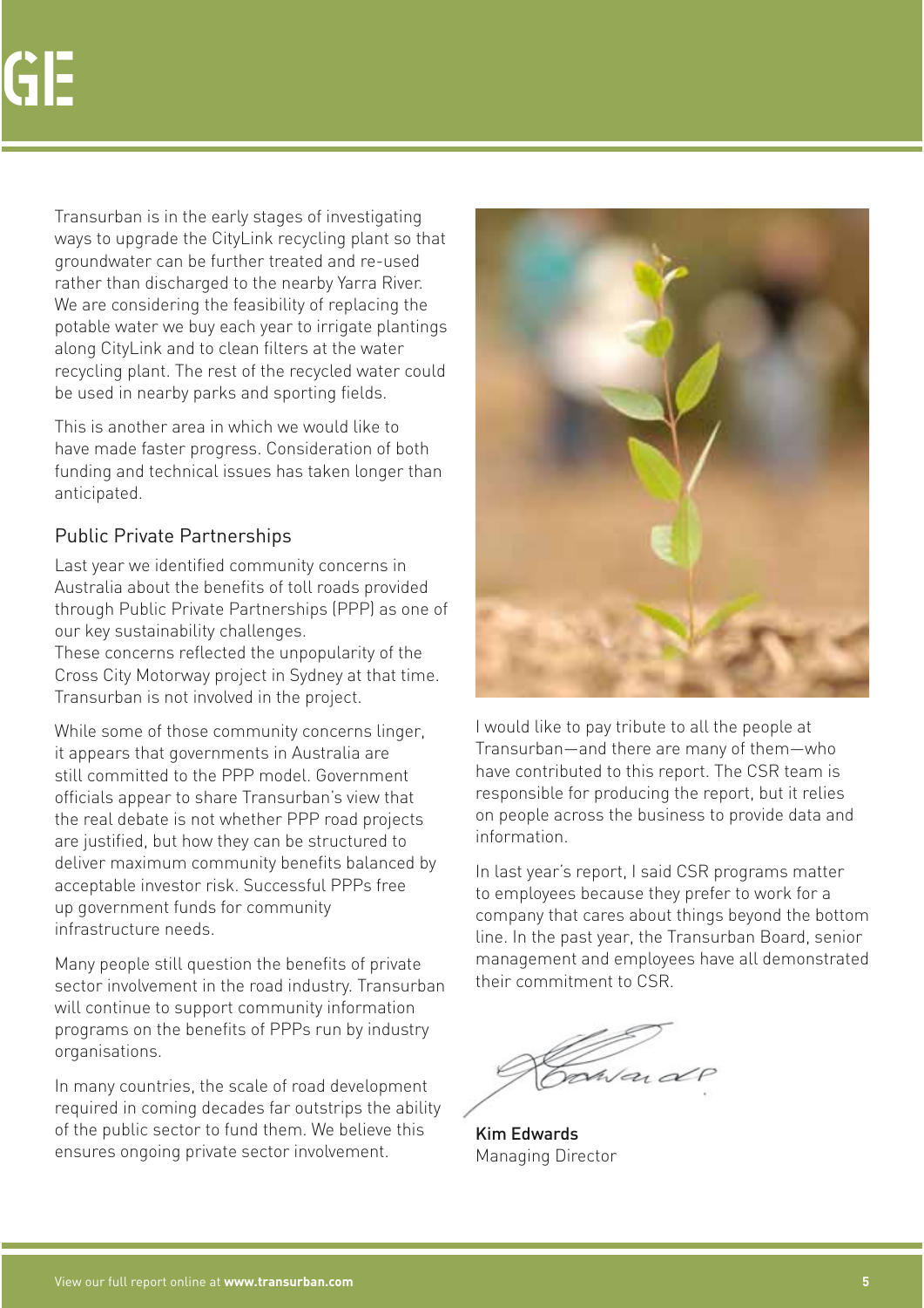Transurban is in the early stages of investigating ways to upgrade the CityLink recycling plant so that groundwater can be further treated and re-used rather than discharged to the nearby Yarra River. We are considering the feasibility of replacing the potable water we buy each year to irrigate plantings along CityLink and to clean filters at the water recycling plant. The rest of the recycled water could be used in nearby parks and sporting fields.

This is another area in which we would like to have made faster progress. Consideration of both funding and technical issues has taken longer than anticipated.

## Public Private Partnerships

Last year we identified community concerns in Australia about the benefits of toll roads provided through Public Private Partnerships (PPP) as one of our key sustainability challenges.
These concerns reflected the unpopularity of the Cross City Motorway project in Sydney at that time. Transurban is not involved in the project.

While some of those community concerns linger, it appears that governments in Australia are still committed to the PPP model. Government officials appear to share Transurban's view that the real debate is not whether PPP road projects are justified, but how they can be structured to deliver maximum community benefits balanced by acceptable investor risk. Successful PPPs free up government funds for community infrastructure needs.

Many people still question the benefits of private sector involvement in the road industry. Transurban will continue to support community information programs on the benefits of PPPs run by industry organisations.

In many countries, the scale of road development required in coming decades far outstrips the ability of the public sector to fund them. We believe this ensures ongoing private sector involvement.

I would like to pay tribute to all the people at Transurban—and there are many of them—who have contributed to this report. The CSR team is responsible for producing the report, but it relies on people across the business to provide data and information.

In last year's report, I said CSR programs matter to employees because they prefer to work for a company that cares about things beyond the bottom line. In the past year, the Transurban Board, senior management and employees have all demonstrated their commitment to CSR.

Kim Edwards
Managing Director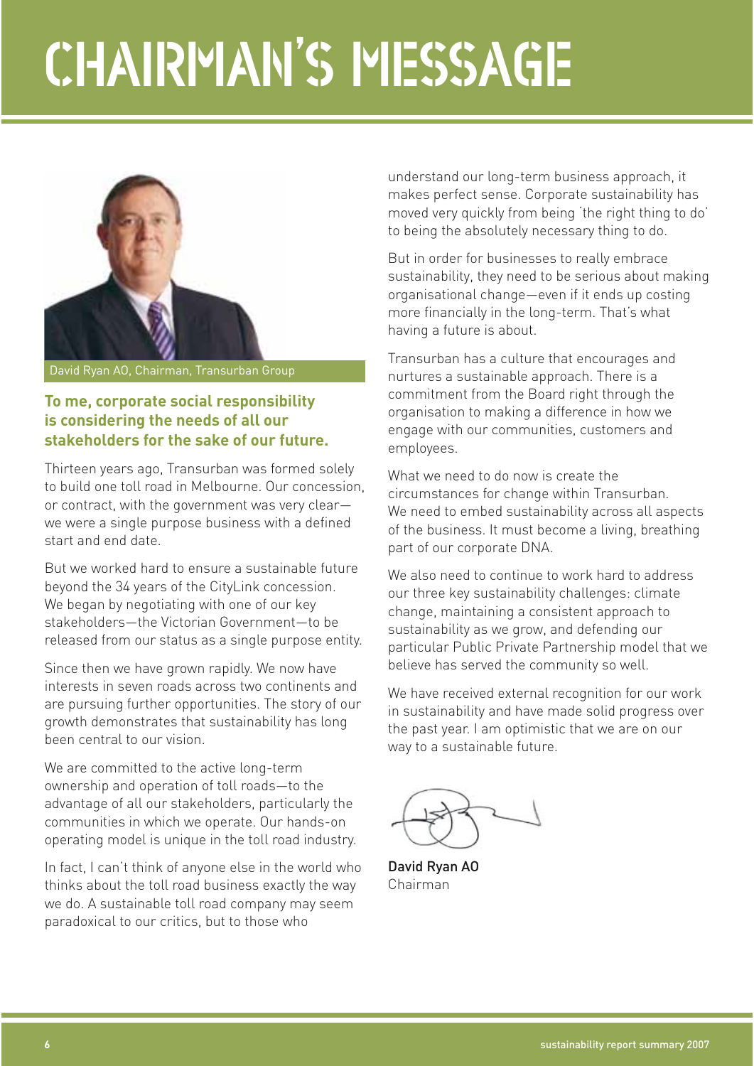# CHAIRMAN'S MESSAGE

David Ryan AO, Chairman, Transurban Group

**To me, corporate social responsibility is considering the needs of all our stakeholders for the sake of our future.**

Thirteen years ago, Transurban was formed solely to build one toll road in Melbourne. Our concession, or contract, with the government was very clear—we were a single purpose business with a defined start and end date.

But we worked hard to ensure a sustainable future beyond the 34 years of the CityLink concession. We began by negotiating with one of our key stakeholders—the Victorian Government—to be released from our status as a single purpose entity.

Since then we have grown rapidly. We now have interests in seven roads across two continents and are pursuing further opportunities. The story of our growth demonstrates that sustainability has long been central to our vision.

We are committed to the active long-term ownership and operation of toll roads—to the advantage of all our stakeholders, particularly the communities in which we operate. Our hands-on operating model is unique in the toll road industry.

In fact, I can't think of anyone else in the world who thinks about the toll road business exactly the way we do. A sustainable toll road company may seem paradoxical to our critics, but to those who understand our long-term business approach, it makes perfect sense. Corporate sustainability has moved very quickly from being 'the right thing to do' to being the absolutely necessary thing to do.

But in order for businesses to really embrace sustainability, they need to be serious about making organisational change—even if it ends up costing more financially in the long-term. That's what having a future is about.

Transurban has a culture that encourages and nurtures a sustainable approach. There is a commitment from the Board right through the organisation to making a difference in how we engage with our communities, customers and employees.

What we need to do now is create the circumstances for change within Transurban. We need to embed sustainability across all aspects of the business. It must become a living, breathing part of our corporate DNA.

We also need to continue to work hard to address our three key sustainability challenges: climate change, maintaining a consistent approach to sustainability as we grow, and defending our particular Public Private Partnership model that we believe has served the community so well.

We have received external recognition for our work in sustainability and have made solid progress over the past year. I am optimistic that we are on our way to a sustainable future.

David Ryan AO
Chairman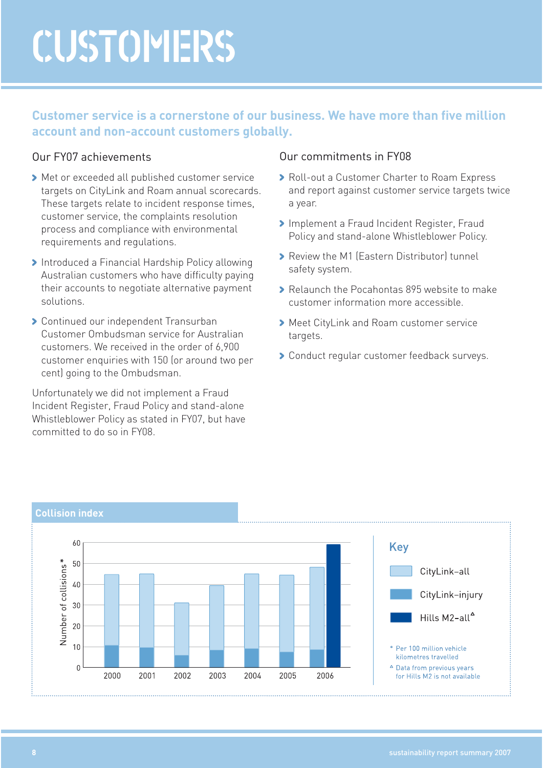# CUSTOMERS

**Customer service is a cornerstone of our business. We have more than five million account and non-account customers globally.**

## Our FY07 achievements

- Met or exceeded all published customer service targets on CityLink and Roam annual scorecards. These targets relate to incident response times, customer service, the complaints resolution process and compliance with environmental requirements and regulations.
- Introduced a Financial Hardship Policy allowing Australian customers who have difficulty paying their accounts to negotiate alternative payment solutions.
- Continued our independent Transurban Customer Ombudsman service for Australian customers. We received in the order of 6,900 customer enquiries with 150 (or around two per cent) going to the Ombudsman.

Unfortunately we did not implement a Fraud Incident Register, Fraud Policy and stand-alone Whistleblower Policy as stated in FY07, but have committed to do so in FY08.

## Our commitments in FY08

- Roll-out a Customer Charter to Roam Express and report against customer service targets twice a year.
- Implement a Fraud Incident Register, Fraud Policy and stand-alone Whistleblower Policy.
- Review the M1 (Eastern Distributor) tunnel safety system.
- Relaunch the Pocahontas 895 website to make customer information more accessible.
- Meet CityLink and Roam customer service targets.
- Conduct regular customer feedback surveys.

### Collision index

Number of collisions*

Key: CityLink–all; CityLink–injury; Hills M2–all^

\* Per 100 million vehicle kilometres travelled

^ Data from previous years for Hills M2 is not available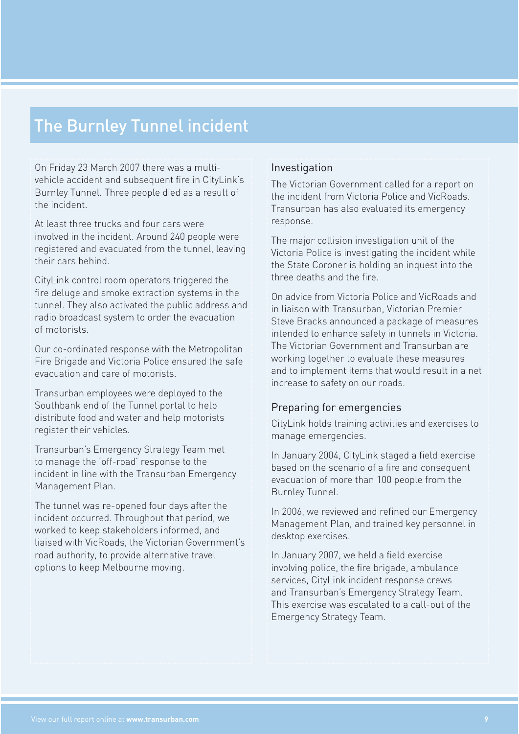# The Burnley Tunnel incident

On Friday 23 March 2007 there was a multi-vehicle accident and subsequent fire in CityLink's Burnley Tunnel. Three people died as a result of the incident.

At least three trucks and four cars were involved in the incident. Around 240 people were registered and evacuated from the tunnel, leaving their cars behind.

CityLink control room operators triggered the fire deluge and smoke extraction systems in the tunnel. They also activated the public address and radio broadcast system to order the evacuation of motorists.

Our co-ordinated response with the Metropolitan Fire Brigade and Victoria Police ensured the safe evacuation and care of motorists.

Transurban employees were deployed to the Southbank end of the Tunnel portal to help distribute food and water and help motorists register their vehicles.

Transurban's Emergency Strategy Team met to manage the 'off-road' response to the incident in line with the Transurban Emergency Management Plan.

The tunnel was re-opened four days after the incident occurred. Throughout that period, we worked to keep stakeholders informed, and liaised with VicRoads, the Victorian Government's road authority, to provide alternative travel options to keep Melbourne moving.

## Investigation

The Victorian Government called for a report on the incident from Victoria Police and VicRoads. Transurban has also evaluated its emergency response.

The major collision investigation unit of the Victoria Police is investigating the incident while the State Coroner is holding an inquest into the three deaths and the fire.

On advice from Victoria Police and VicRoads and in liaison with Transurban, Victorian Premier Steve Bracks announced a package of measures intended to enhance safety in tunnels in Victoria. The Victorian Government and Transurban are working together to evaluate these measures and to implement items that would result in a net increase to safety on our roads.

## Preparing for emergencies

CityLink holds training activities and exercises to manage emergencies.

In January 2004, CityLink staged a field exercise based on the scenario of a fire and consequent evacuation of more than 100 people from the Burnley Tunnel.

In 2006, we reviewed and refined our Emergency Management Plan, and trained key personnel in desktop exercises.

In January 2007, we held a field exercise involving police, the fire brigade, ambulance services, CityLink incident response crews and Transurban's Emergency Strategy Team. This exercise was escalated to a call-out of the Emergency Strategy Team.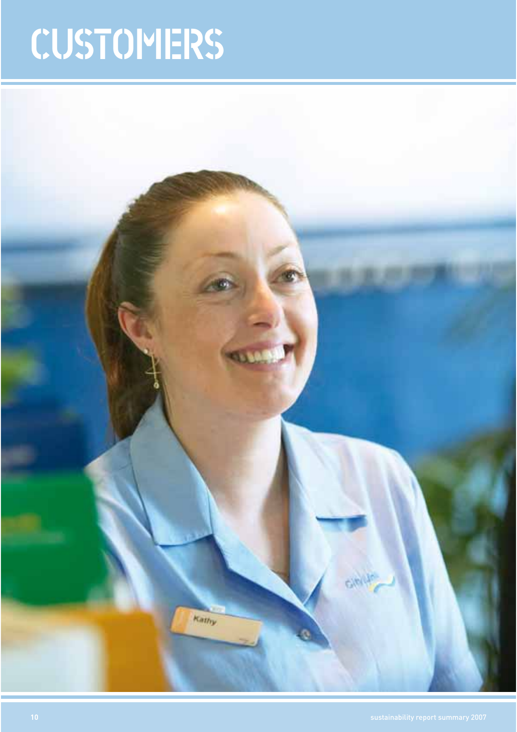# CUSTOMERS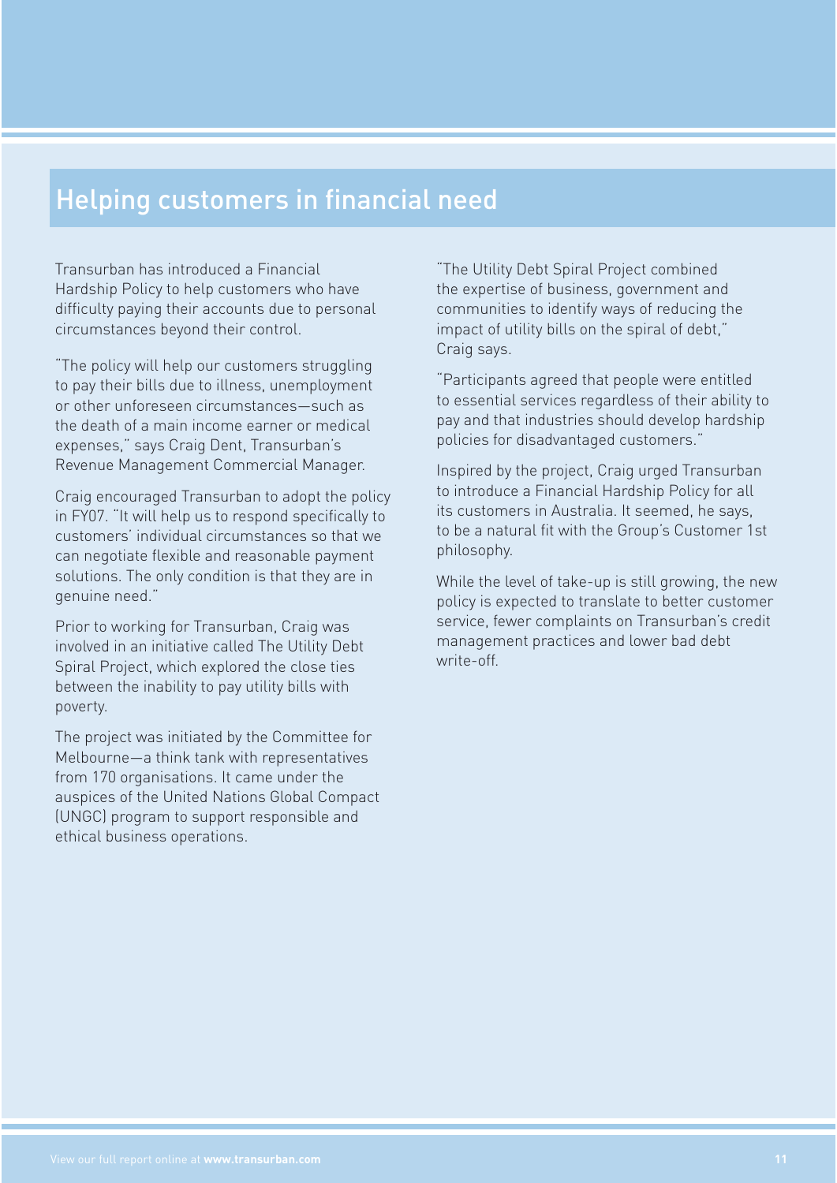## Helping customers in financial need

Transurban has introduced a Financial Hardship Policy to help customers who have difficulty paying their accounts due to personal circumstances beyond their control.

"The policy will help our customers struggling to pay their bills due to illness, unemployment or other unforeseen circumstances—such as the death of a main income earner or medical expenses," says Craig Dent, Transurban's Revenue Management Commercial Manager.

Craig encouraged Transurban to adopt the policy in FY07. "It will help us to respond specifically to customers' individual circumstances so that we can negotiate flexible and reasonable payment solutions. The only condition is that they are in genuine need."

Prior to working for Transurban, Craig was involved in an initiative called The Utility Debt Spiral Project, which explored the close ties between the inability to pay utility bills with poverty.

The project was initiated by the Committee for Melbourne—a think tank with representatives from 170 organisations. It came under the auspices of the United Nations Global Compact (UNGC) program to support responsible and ethical business operations.

"The Utility Debt Spiral Project combined the expertise of business, government and communities to identify ways of reducing the impact of utility bills on the spiral of debt," Craig says.

"Participants agreed that people were entitled to essential services regardless of their ability to pay and that industries should develop hardship policies for disadvantaged customers."

Inspired by the project, Craig urged Transurban to introduce a Financial Hardship Policy for all its customers in Australia. It seemed, he says, to be a natural fit with the Group's Customer 1st philosophy.

While the level of take-up is still growing, the new policy is expected to translate to better customer service, fewer complaints on Transurban's credit management practices and lower bad debt write-off.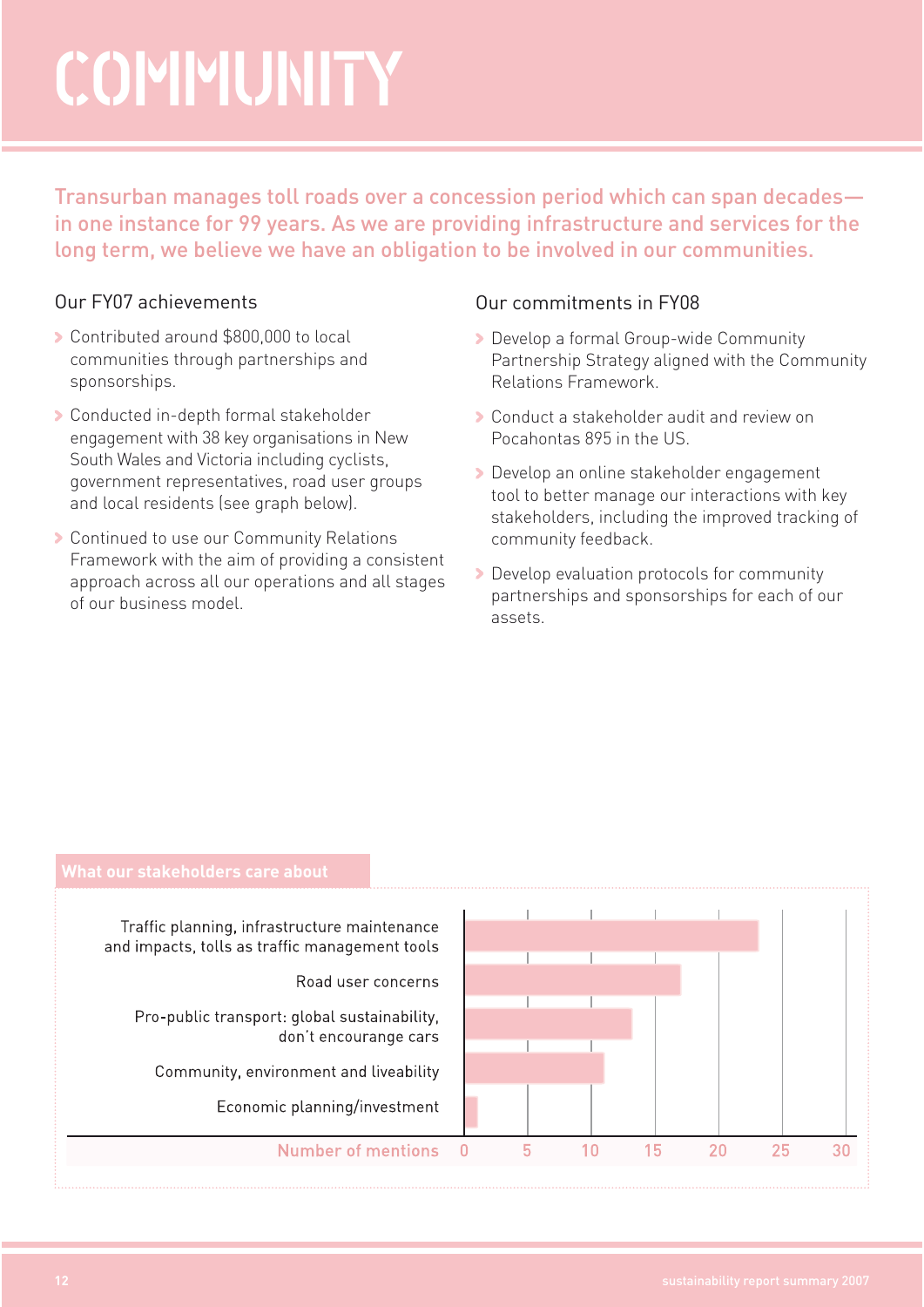# COMMUNITY

Transurban manages toll roads over a concession period which can span decades—in one instance for 99 years. As we are providing infrastructure and services for the long term, we believe we have an obligation to be involved in our communities.

## Our FY07 achievements

- Contributed around $800,000 to local communities through partnerships and sponsorships.
- Conducted in-depth formal stakeholder engagement with 38 key organisations in New South Wales and Victoria including cyclists, government representatives, road user groups and local residents (see graph below).
- Continued to use our Community Relations Framework with the aim of providing a consistent approach across all our operations and all stages of our business model.

## Our commitments in FY08

- Develop a formal Group-wide Community Partnership Strategy aligned with the Community Relations Framework.
- Conduct a stakeholder audit and review on Pocahontas 895 in the US.
- Develop an online stakeholder engagement tool to better manage our interactions with key stakeholders, including the improved tracking of community feedback.
- Develop evaluation protocols for community partnerships and sponsorships for each of our assets.

### What our stakeholders care about

- Traffic planning, infrastructure maintenance and impacts, tolls as traffic management tools
- Road user concerns
- Pro-public transport: global sustainability, don't encourage cars
- Community, environment and liveability
- Economic planning/investment

Number of mentions: 0, 5, 10, 15, 20, 25, 30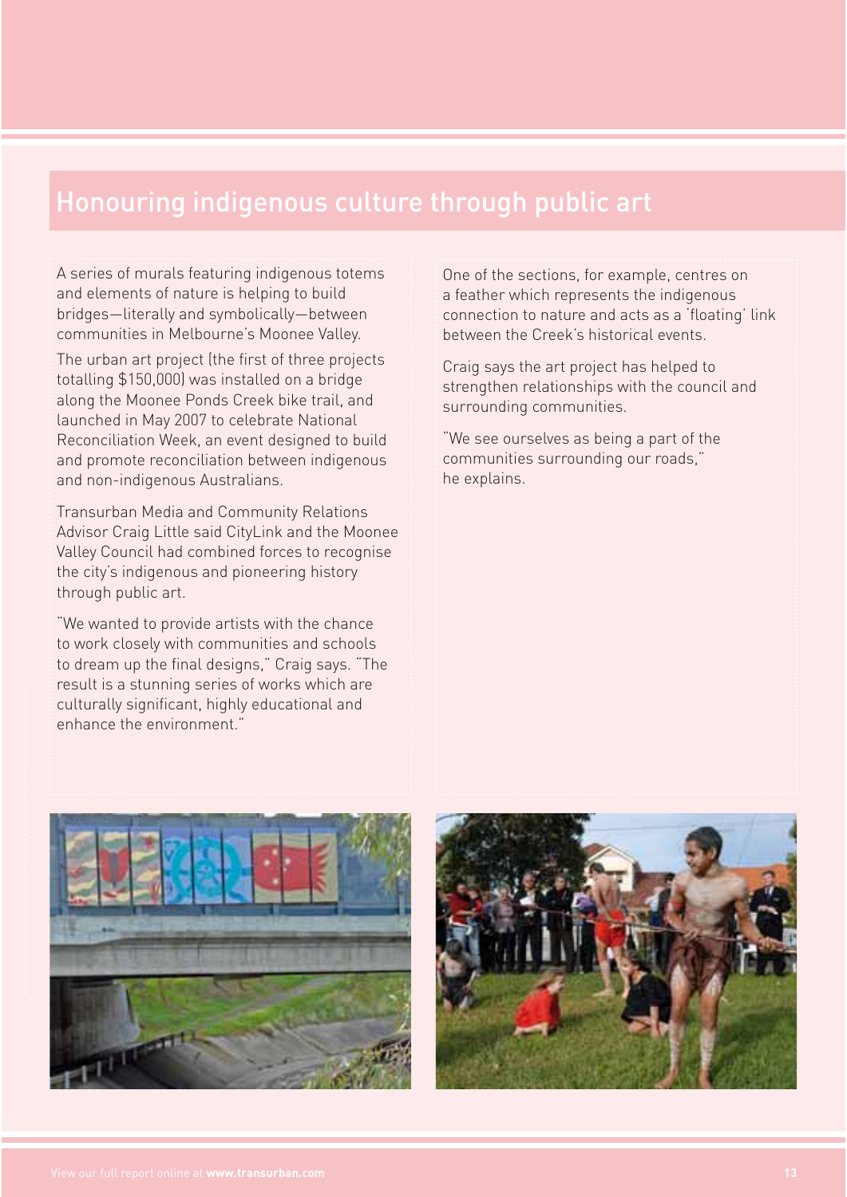## Honouring indigenous culture through public art

A series of murals featuring indigenous totems and elements of nature is helping to build bridges—literally and symbolically—between communities in Melbourne's Moonee Valley.

The urban art project (the first of three projects totalling $150,000) was installed on a bridge along the Moonee Ponds Creek bike trail, and launched in May 2007 to celebrate National Reconciliation Week, an event designed to build and promote reconciliation between indigenous and non-indigenous Australians.

Transurban Media and Community Relations Advisor Craig Little said CityLink and the Moonee Valley Council had combined forces to recognise the city's indigenous and pioneering history through public art.

"We wanted to provide artists with the chance to work closely with communities and schools to dream up the final designs," Craig says. "The result is a stunning series of works which are culturally significant, highly educational and enhance the environment."

One of the sections, for example, centres on a feather which represents the indigenous connection to nature and acts as a 'floating' link between the Creek's historical events.

Craig says the art project has helped to strengthen relationships with the council and surrounding communities.

"We see ourselves as being a part of the communities surrounding our roads," he explains.

View our full report online at **www.transurban.com**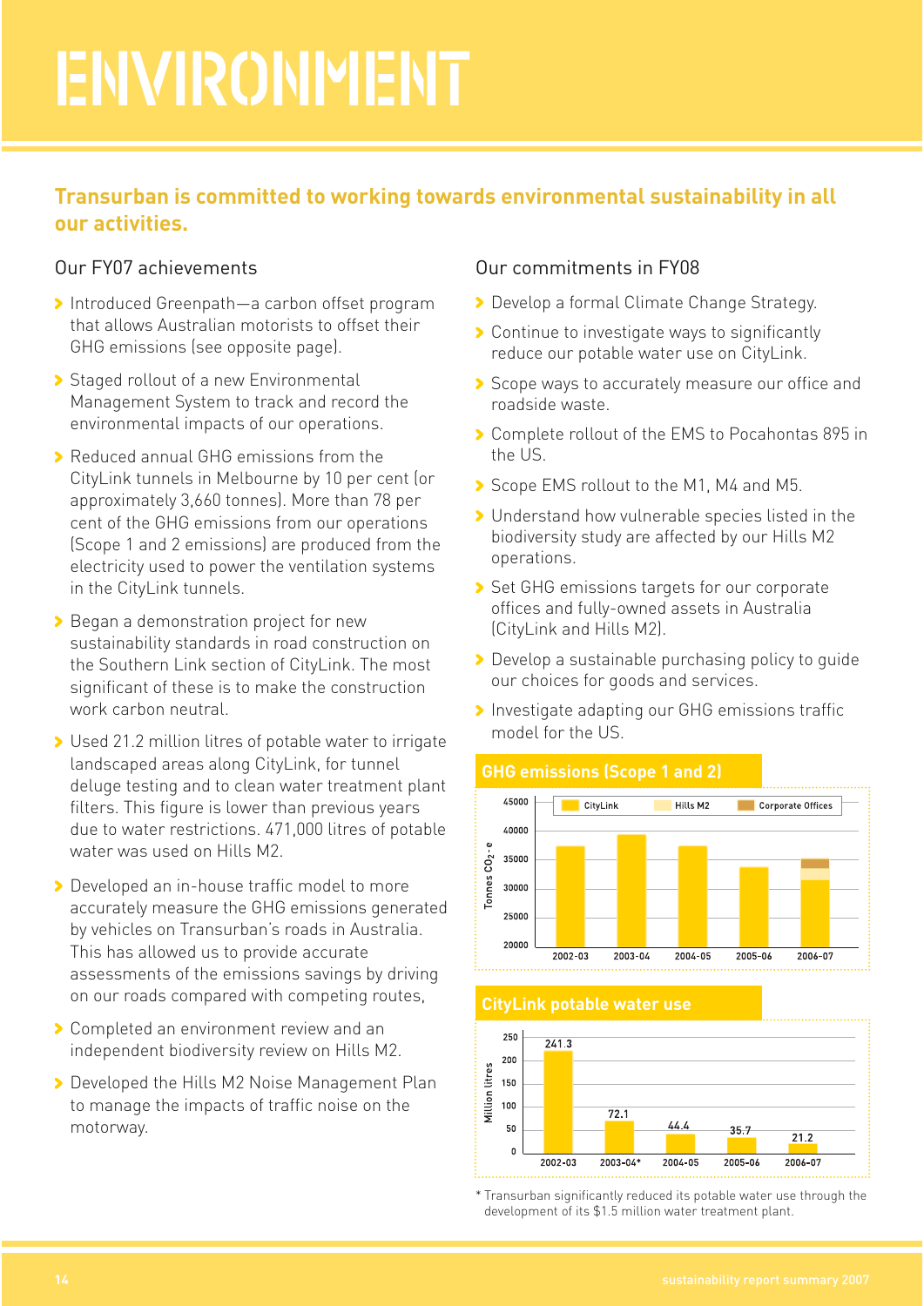# ENVIRONMENT

**Transurban is committed to working towards environmental sustainability in all our activities.**

## Our FY07 achievements

- Introduced Greenpath—a carbon offset program that allows Australian motorists to offset their GHG emissions (see opposite page).
- Staged rollout of a new Environmental Management System to track and record the environmental impacts of our operations.
- Reduced annual GHG emissions from the CityLink tunnels in Melbourne by 10 per cent (or approximately 3,660 tonnes). More than 78 per cent of the GHG emissions from our operations (Scope 1 and 2 emissions) are produced from the electricity used to power the ventilation systems in the CityLink tunnels.
- Began a demonstration project for new sustainability standards in road construction on the Southern Link section of CityLink. The most significant of these is to make the construction work carbon neutral.
- Used 21.2 million litres of potable water to irrigate landscaped areas along CityLink, for tunnel deluge testing and to clean water treatment plant filters. This figure is lower than previous years due to water restrictions. 471,000 litres of potable water was used on Hills M2.
- Developed an in-house traffic model to more accurately measure the GHG emissions generated by vehicles on Transurban's roads in Australia. This has allowed us to provide accurate assessments of the emissions savings by driving on our roads compared with competing routes,
- Completed an environment review and an independent biodiversity review on Hills M2.
- Developed the Hills M2 Noise Management Plan to manage the impacts of traffic noise on the motorway.

## Our commitments in FY08

- Develop a formal Climate Change Strategy.
- Continue to investigate ways to significantly reduce our potable water use on CityLink.
- Scope ways to accurately measure our office and roadside waste.
- Complete rollout of the EMS to Pocahontas 895 in the US.
- Scope EMS rollout to the M1, M4 and M5.
- Understand how vulnerable species listed in the biodiversity study are affected by our Hills M2 operations.
- Set GHG emissions targets for our corporate offices and fully-owned assets in Australia (CityLink and Hills M2).
- Develop a sustainable purchasing policy to guide our choices for goods and services.
- Investigate adapting our GHG emissions traffic model for the US.

### GHG emissions (Scope 1 and 2)

Tonnes $CO_2$-e (legend: CityLink, Hills M2, Corporate Offices)

Years: 2002-03, 2003-04, 2004-05, 2005-06, 2006-07

### CityLink potable water use

| Year | Million litres |
|---|---|
| 2002-03 | 241.3 |
| 2003-04* | 72.1 |
| 2004-05 | 44.4 |
| 2005-06 | 35.7 |
| 2006-07 | 21.2 |

\* Transurban significantly reduced its potable water use through the development of its $1.5 million water treatment plant.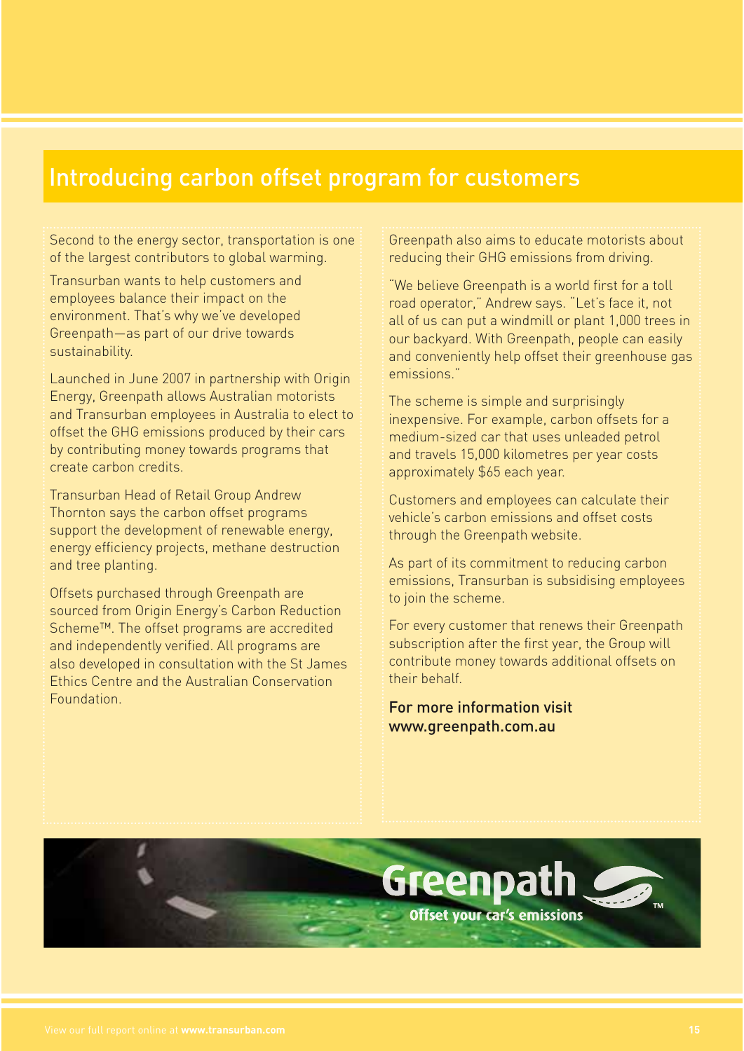## Introducing carbon offset program for customers

Second to the energy sector, transportation is one of the largest contributors to global warming.

Transurban wants to help customers and employees balance their impact on the environment. That's why we've developed Greenpath—as part of our drive towards sustainability.

Launched in June 2007 in partnership with Origin Energy, Greenpath allows Australian motorists and Transurban employees in Australia to elect to offset the GHG emissions produced by their cars by contributing money towards programs that create carbon credits.

Transurban Head of Retail Group Andrew Thornton says the carbon offset programs support the development of renewable energy, energy efficiency projects, methane destruction and tree planting.

Offsets purchased through Greenpath are sourced from Origin Energy's Carbon Reduction Scheme™. The offset programs are accredited and independently verified. All programs are also developed in consultation with the St James Ethics Centre and the Australian Conservation Foundation.

Greenpath also aims to educate motorists about reducing their GHG emissions from driving.

"We believe Greenpath is a world first for a toll road operator," Andrew says. "Let's face it, not all of us can put a windmill or plant 1,000 trees in our backyard. With Greenpath, people can easily and conveniently help offset their greenhouse gas emissions."

The scheme is simple and surprisingly inexpensive. For example, carbon offsets for a medium-sized car that uses unleaded petrol and travels 15,000 kilometres per year costs approximately $65 each year.

Customers and employees can calculate their vehicle's carbon emissions and offset costs through the Greenpath website.

As part of its commitment to reducing carbon emissions, Transurban is subsidising employees to join the scheme.

For every customer that renews their Greenpath subscription after the first year, the Group will contribute money towards additional offsets on their behalf.

**For more information visit www.greenpath.com.au**

Greenpath™
Offset your car's emissions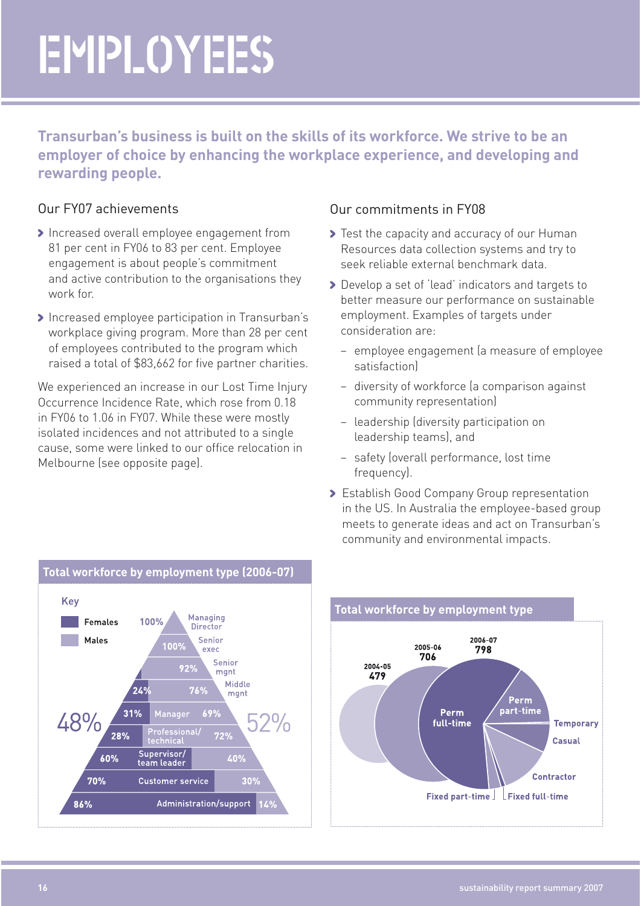# EMPLOYEES

**Transurban's business is built on the skills of its workforce. We strive to be an employer of choice by enhancing the workplace experience, and developing and rewarding people.**

## Our FY07 achievements

- Increased overall employee engagement from 81 per cent in FY06 to 83 per cent. Employee engagement is about people's commitment and active contribution to the organisations they work for.
- Increased employee participation in Transurban's workplace giving program. More than 28 per cent of employees contributed to the program which raised a total of $83,662 for five partner charities.

We experienced an increase in our Lost Time Injury Occurrence Incidence Rate, which rose from 0.18 in FY06 to 1.06 in FY07. While these were mostly isolated incidences and not attributed to a single cause, some were linked to our office relocation in Melbourne (see opposite page).

## Our commitments in FY08

- Test the capacity and accuracy of our Human Resources data collection systems and try to seek reliable external benchmark data.
- Develop a set of 'lead' indicators and targets to better measure our performance on sustainable employment. Examples of targets under consideration are:
  - employee engagement (a measure of employee satisfaction)
  - diversity of workforce (a comparison against community representation)
  - leadership (diversity participation on leadership teams), and
  - safety (overall performance, lost time frequency).
- Establish Good Company Group representation in the US. In Australia the employee-based group meets to generate ideas and act on Transurban's community and environmental impacts.

### Total workforce by employment type (2006-07)

Key: Females / Males

| Level | Females | Males |
|---|---|---|
| Managing Director | | 100% |
| Senior exec | | 100% |
| Senior mgnt | | 92% |
| Middle mgnt | 24% | 76% |
| Manager | 31% | 69% |
| Professional/technical | 28% | 72% |
| Supervisor/team leader | 60% | 40% |
| Customer service | 70% | 30% |
| Administration/support | 86% | 14% |
| **Total** | **48%** | **52%** |

### Total workforce by employment type

2004-05: 479
2005-06: 706
2006-07: 798

Perm full-time, Perm part-time, Temporary, Casual, Contractor, Fixed part-time, Fixed full-time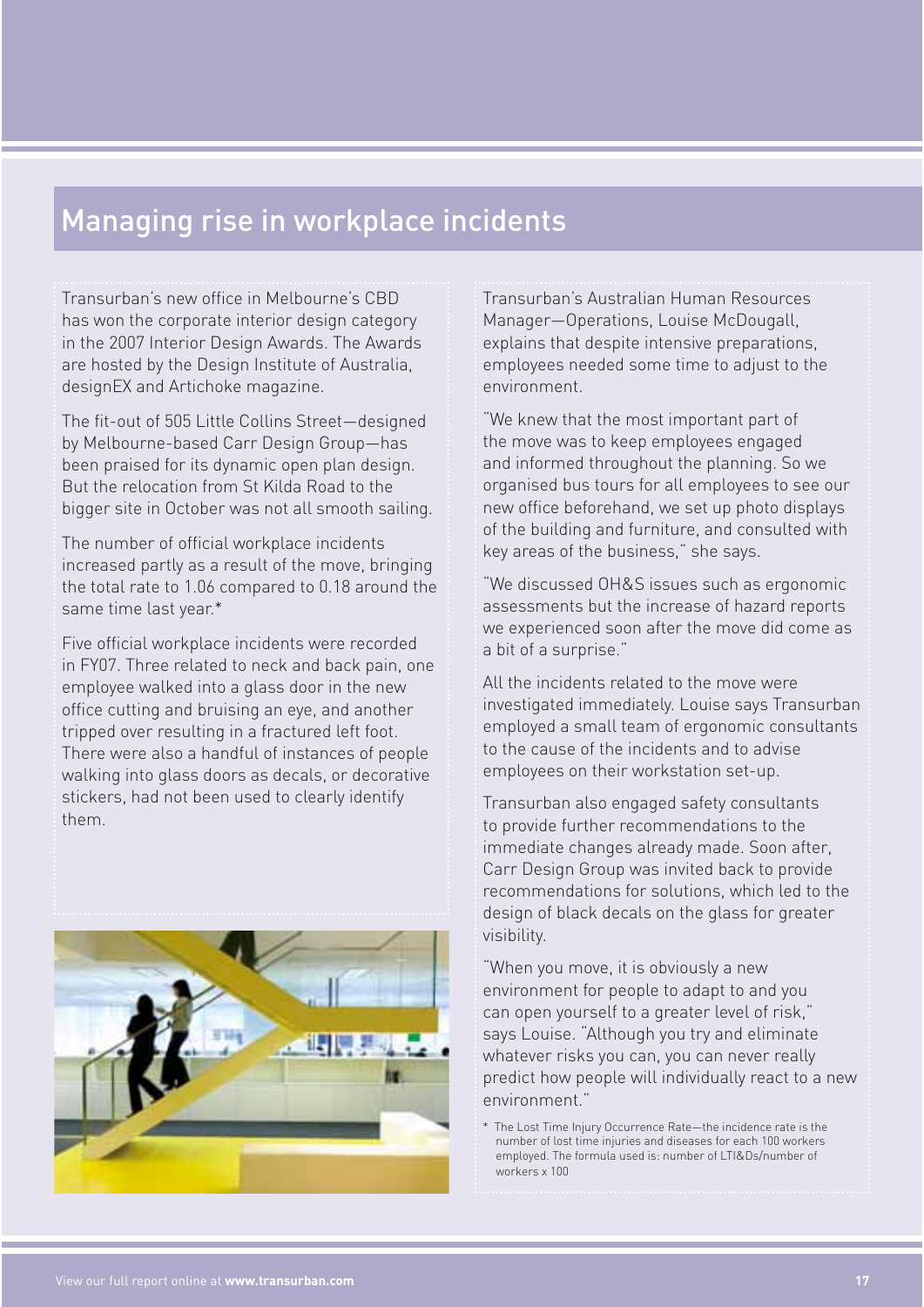## Managing rise in workplace incidents

Transurban's new office in Melbourne's CBD has won the corporate interior design category in the 2007 Interior Design Awards. The Awards are hosted by the Design Institute of Australia, designEX and Artichoke magazine.

The fit-out of 505 Little Collins Street—designed by Melbourne-based Carr Design Group—has been praised for its dynamic open plan design. But the relocation from St Kilda Road to the bigger site in October was not all smooth sailing.

The number of official workplace incidents increased partly as a result of the move, bringing the total rate to 1.06 compared to 0.18 around the same time last year.*

Five official workplace incidents were recorded in FY07. Three related to neck and back pain, one employee walked into a glass door in the new office cutting and bruising an eye, and another tripped over resulting in a fractured left foot. There were also a handful of instances of people walking into glass doors as decals, or decorative stickers, had not been used to clearly identify them.

Transurban's Australian Human Resources Manager—Operations, Louise McDougall, explains that despite intensive preparations, employees needed some time to adjust to the environment.

"We knew that the most important part of the move was to keep employees engaged and informed throughout the planning. So we organised bus tours for all employees to see our new office beforehand, we set up photo displays of the building and furniture, and consulted with key areas of the business," she says.

"We discussed OH&S issues such as ergonomic assessments but the increase of hazard reports we experienced soon after the move did come as a bit of a surprise."

All the incidents related to the move were investigated immediately. Louise says Transurban employed a small team of ergonomic consultants to the cause of the incidents and to advise employees on their workstation set-up.

Transurban also engaged safety consultants to provide further recommendations to the immediate changes already made. Soon after, Carr Design Group was invited back to provide recommendations for solutions, which led to the design of black decals on the glass for greater visibility.

"When you move, it is obviously a new environment for people to adapt to and you can open yourself to a greater level of risk," says Louise. "Although you try and eliminate whatever risks you can, you can never really predict how people will individually react to a new environment."

\* The Lost Time Injury Occurrence Rate—the incidence rate is the number of lost time injuries and diseases for each 100 workers employed. The formula used is: number of LTI&Ds/number of workers x 100

View our full report online at **www.transurban.com**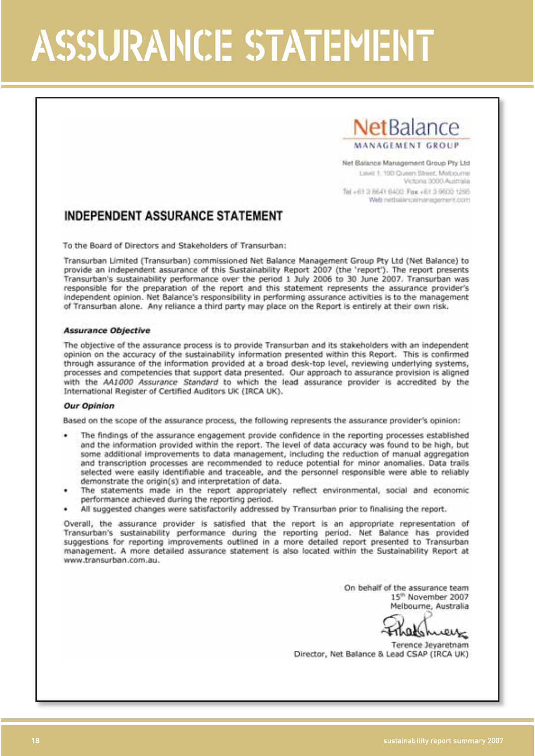# ASSURANCE STATEMENT

NetBalance
MANAGEMENT GROUP

Net Balance Management Group Pty Ltd
Level 1, 100 Queen Street, Melbourne
Victoria 3000 Australia
Tel +61 3 8641 6400 Fax +61 3 9600 1295
Web netbalancemanagement.com

## INDEPENDENT ASSURANCE STATEMENT

To the Board of Directors and Stakeholders of Transurban:

Transurban Limited (Transurban) commissioned Net Balance Management Group Pty Ltd (Net Balance) to provide an independent assurance of this Sustainability Report 2007 (the 'report'). The report presents Transurban's sustainability performance over the period 1 July 2006 to 30 June 2007. Transurban was responsible for the preparation of the report and this statement represents the assurance provider's independent opinion. Net Balance's responsibility in performing assurance activities is to the management of Transurban alone. Any reliance a third party may place on the Report is entirely at their own risk.

### *Assurance Objective*

The objective of the assurance process is to provide Transurban and its stakeholders with an independent opinion on the accuracy of the sustainability information presented within this Report. This is confirmed through assurance of the information provided at a broad desk-top level, reviewing underlying systems, processes and competencies that support data presented. Our approach to assurance provision is aligned with the *AA1000 Assurance Standard* to which the lead assurance provider is accredited by the International Register of Certified Auditors UK (IRCA UK).

### *Our Opinion*

Based on the scope of the assurance process, the following represents the assurance provider's opinion:

- The findings of the assurance engagement provide confidence in the reporting processes established and the information provided within the report. The level of data accuracy was found to be high, but some additional improvements to data management, including the reduction of manual aggregation and transcription processes are recommended to reduce potential for minor anomalies. Data trails selected were easily identifiable and traceable, and the personnel responsible were able to reliably demonstrate the origin(s) and interpretation of data.
- The statements made in the report appropriately reflect environmental, social and economic performance achieved during the reporting period.
- All suggested changes were satisfactorily addressed by Transurban prior to finalising the report.

Overall, the assurance provider is satisfied that the report is an appropriate representation of Transurban's sustainability performance during the reporting period. Net Balance has provided suggestions for reporting improvements outlined in a more detailed report presented to Transurban management. A more detailed assurance statement is also located within the Sustainability Report at www.transurban.com.au.

On behalf of the assurance team
15th November 2007
Melbourne, Australia

Terence Jeyaretnam
Director, Net Balance & Lead CSAP (IRCA UK)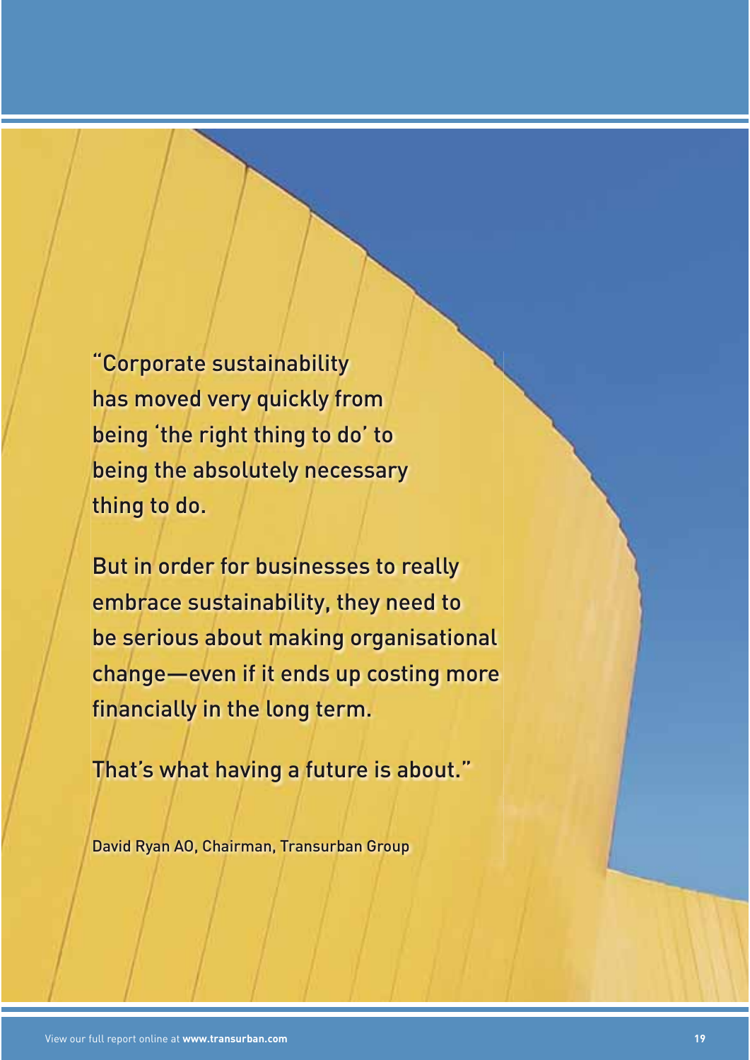"Corporate sustainability has moved very quickly from being 'the right thing to do' to being the absolutely necessary thing to do.

But in order for businesses to really embrace sustainability, they need to be serious about making organisational change—even if it ends up costing more financially in the long term.

That's what having a future is about."

David Ryan AO, Chairman, Transurban Group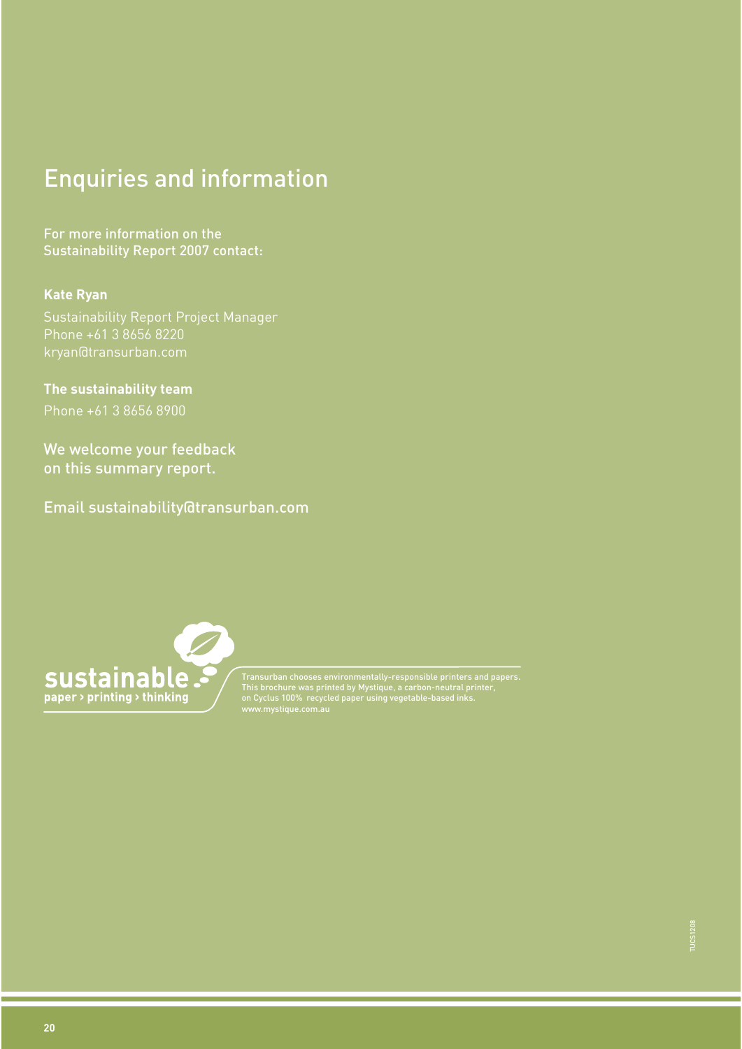# Enquiries and information

For more information on the Sustainability Report 2007 contact:

**Kate Ryan**

Sustainability Report Project Manager
Phone +61 3 8656 8220
kryan@transurban.com

**The sustainability team**

Phone +61 3 8656 8900

We welcome your feedback on this summary report.

Email sustainability@transurban.com

sustainable
paper › printing › thinking

Transurban chooses environmentally-responsible printers and papers. This brochure was printed by Mystique, a carbon-neutral printer, on Cyclus 100% recycled paper using vegetable-based inks. www.mystique.com.au

TUCS1208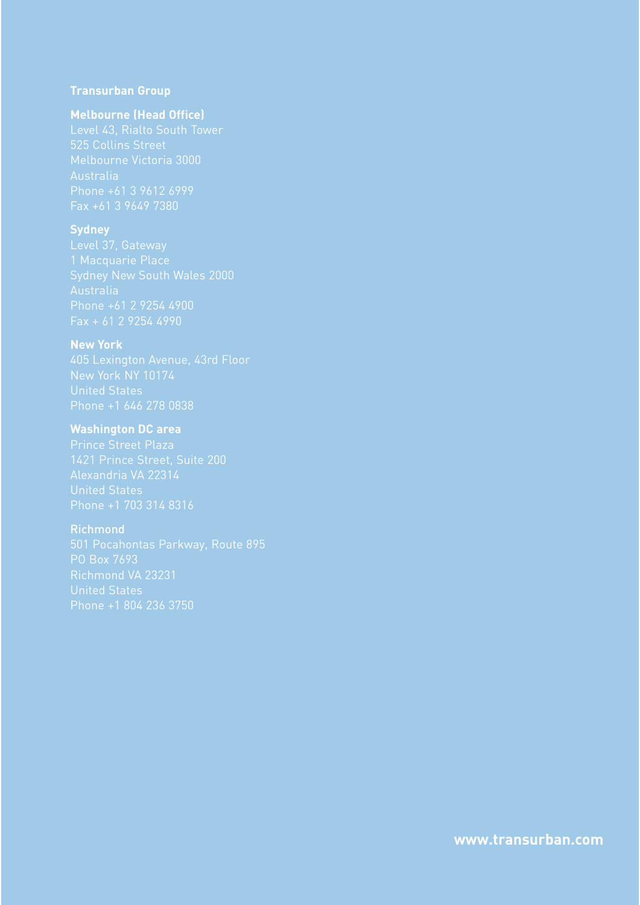**Transurban Group**

**Melbourne (Head Office)**
Level 43, Rialto South Tower
525 Collins Street
Melbourne Victoria 3000
Australia
Phone +61 3 9612 6999
Fax +61 3 9649 7380

**Sydney**
Level 37, Gateway
1 Macquarie Place
Sydney New South Wales 2000
Australia
Phone +61 2 9254 4900
Fax + 61 2 9254 4990

**New York**
405 Lexington Avenue, 43rd Floor
New York NY 10174
United States
Phone +1 646 278 0838

**Washington DC area**
Prince Street Plaza
1421 Prince Street, Suite 200
Alexandria VA 22314
United States
Phone +1 703 314 8316

Richmond
501 Pocahontas Parkway, Route 895
PO Box 7693
Richmond VA 23231
United States
Phone +1 804 236 3750

**www.transurban.com**